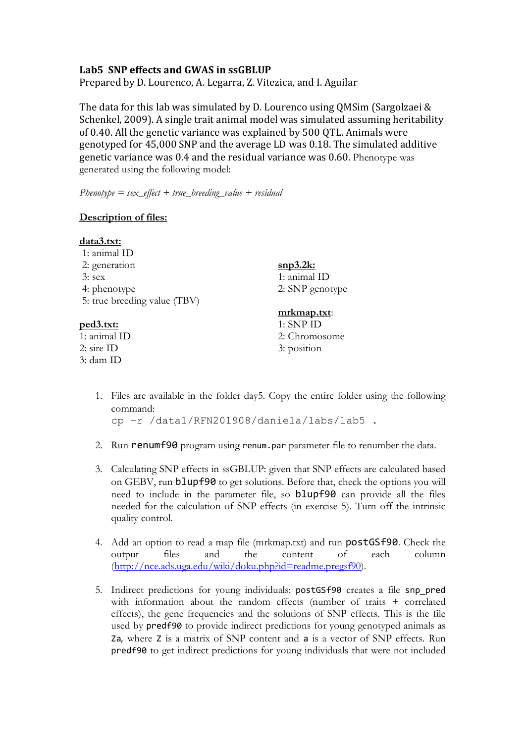## Lab5 SNP effects and GWAS in ssGBLUP

Prepared by D. Lourenco, A. Legarra, Z. Vitezica, and I. Aguilar

The data for this lab was simulated by D. Lourenco using QMSim (Sargolzaei & Schenkel, 2009). A single trait animal model was simulated assuming heritability of 0.40. All the genetic variance was explained by 500 QTL. Animals were genotyped for 45,000 SNP and the average LD was 0.18. The simulated additive genetic variance was 0.4 and the residual variance was 0.60. Phenotype was generated using the following model:

*Phenotype = sex_effect + true_breeding_value + residual*

**Description of files:**

**data3.txt:**
1: animal ID
2: generation
3: sex
4: phenotype
5: true breeding value (TBV)

**ped3.txt:**
1: animal ID
2: sire ID
3: dam ID

**snp3.2k:**
1: animal ID
2: SNP genotype

**mrkmap.txt:**
1: SNP ID
2: Chromosome
3: position

1. Files are available in the folder day5. Copy the entire folder using the following command:
   ```
   cp -r /data1/RFN201908/daniela/labs/lab5 .
   ```

2. Run `renumf90` program using `renum.par` parameter file to renumber the data.

3. Calculating SNP effects in ssGBLUP: given that SNP effects are calculated based on GEBV, run `blupf90` to get solutions. Before that, check the options you will need to include in the parameter file, so `blupf90` can provide all the files needed for the calculation of SNP effects (in exercise 5). Turn off the intrinsic quality control.

4. Add an option to read a map file (mrkmap.txt) and run `postGSf90`. Check the output files and the content of each column (http://nce.ads.uga.edu/wiki/doku.php?id=readme.pregsf90).

5. Indirect predictions for young individuals: `postGSf90` creates a file `snp_pred` with information about the random effects (number of traits + correlated effects), the gene frequencies and the solutions of SNP effects. This is the file used by `predf90` to provide indirect predictions for young genotyped animals as `Za`, where `Z` is a matrix of SNP content and `a` is a vector of SNP effects. Run `predf90` to get indirect predictions for young individuals that were not included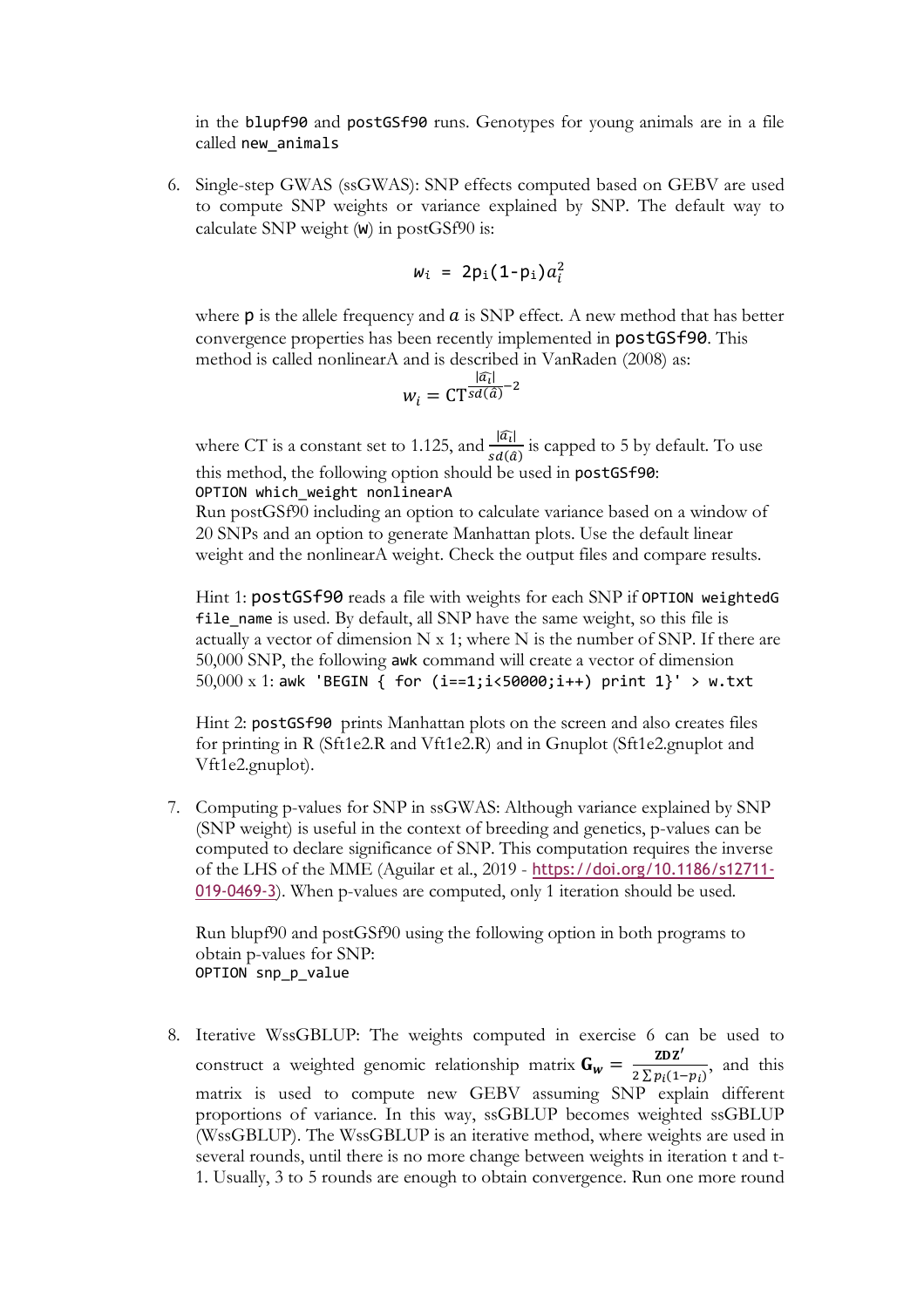in the `blupf90` and `postGSf90` runs. Genotypes for young animals are in a file called `new_animals`

6. Single-step GWAS (ssGWAS): SNP effects computed based on GEBV are used to compute SNP weights or variance explained by SNP. The default way to calculate SNP weight (w) in postGSf90 is:

$$w_i = 2p_i(1\text{-}p_i)a_i^2$$

where p is the allele frequency and $a$ is SNP effect. A new method that has better convergence properties has been recently implemented in `postGSf90`. This method is called nonlinearA and is described in VanRaden (2008) as:

$$w_i = \mathrm{CT}^{\frac{|\widehat{a_i}|}{sd(\hat{a})}-2}$$

where CT is a constant set to 1.125, and $\frac{|\widehat{a_i}|}{sd(\hat{a})}$ is capped to 5 by default. To use this method, the following option should be used in `postGSf90`:
`OPTION which_weight nonlinearA`
Run postGSf90 including an option to calculate variance based on a window of 20 SNPs and an option to generate Manhattan plots. Use the default linear weight and the nonlinearA weight. Check the output files and compare results.

Hint 1: `postGSf90` reads a file with weights for each SNP if `OPTION weightedG file_name` is used. By default, all SNP have the same weight, so this file is actually a vector of dimension N x 1; where N is the number of SNP. If there are 50,000 SNP, the following `awk` command will create a vector of dimension 50,000 x 1: `awk 'BEGIN { for (i==1;i<50000;i++) print 1}' > w.txt`

Hint 2: `postGSf90` prints Manhattan plots on the screen and also creates files for printing in R (Sft1e2.R and Vft1e2.R) and in Gnuplot (Sft1e2.gnuplot and Vft1e2.gnuplot).

7. Computing p-values for SNP in ssGWAS: Although variance explained by SNP (SNP weight) is useful in the context of breeding and genetics, p-values can be computed to declare significance of SNP. This computation requires the inverse of the LHS of the MME (Aguilar et al., 2019 - https://doi.org/10.1186/s12711-019-0469-3). When p-values are computed, only 1 iteration should be used.

Run blupf90 and postGSf90 using the following option in both programs to obtain p-values for SNP:
`OPTION snp_p_value`

8. Iterative WssGBLUP: The weights computed in exercise 6 can be used to construct a weighted genomic relationship matrix $\mathbf{G}_w = \frac{\mathbf{ZDZ'}}{2\sum p_i(1-p_i)}$, and this matrix is used to compute new GEBV assuming SNP explain different proportions of variance. In this way, ssGBLUP becomes weighted ssGBLUP (WssGBLUP). The WssGBLUP is an iterative method, where weights are used in several rounds, until there is no more change between weights in iteration t and t-1. Usually, 3 to 5 rounds are enough to obtain convergence. Run one more round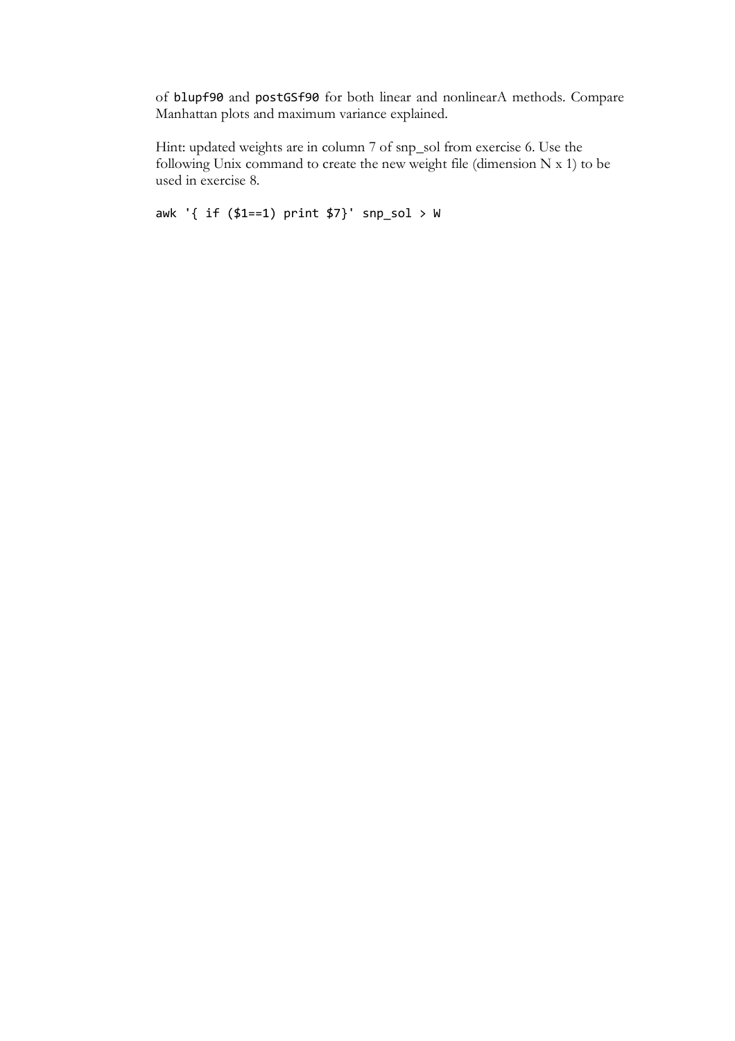of `blupf90` and `postGSf90` for both linear and nonlinearA methods. Compare Manhattan plots and maximum variance explained.

Hint: updated weights are in column 7 of snp_sol from exercise 6. Use the following Unix command to create the new weight file (dimension N x 1) to be used in exercise 8.

```
awk '{ if ($1==1) print $7}' snp_sol > W
```